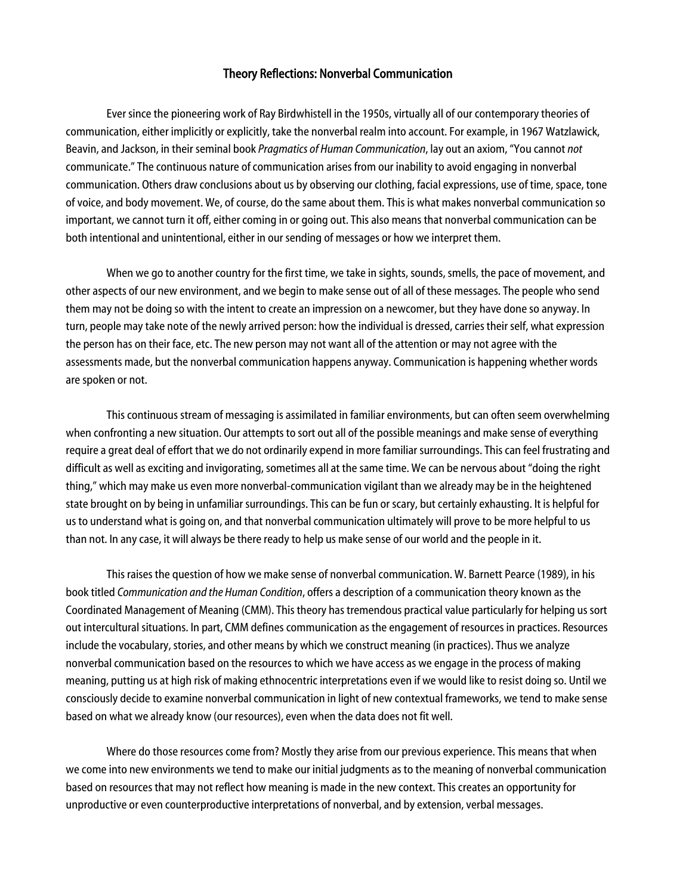# Theory Reflections: Nonverbal Communication

Ever since the pioneering work of Ray Birdwhistell in the 1950s, virtually all of our contemporary theories of communication, either implicitly or explicitly, take the nonverbal realm into account. For example, in 1967 Watzlawick, Beavin, and Jackson, in their seminal book *Pragmatics of Human Communication*, lay out an axiom, "You cannot *not* communicate." The continuous nature of communication arises from our inability to avoid engaging in nonverbal communication. Others draw conclusions about us by observing our clothing, facial expressions, use of time, space, tone of voice, and body movement. We, of course, do the same about them. This is what makes nonverbal communication so important, we cannot turn it off, either coming in or going out. This also means that nonverbal communication can be both intentional and unintentional, either in our sending of messages or how we interpret them.

When we go to another country for the first time, we take in sights, sounds, smells, the pace of movement, and other aspects of our new environment, and we begin to make sense out of all of these messages. The people who send them may not be doing so with the intent to create an impression on a newcomer, but they have done so anyway. In turn, people may take note of the newly arrived person: how the individual is dressed, carries their self, what expression the person has on their face, etc. The new person may not want all of the attention or may not agree with the assessments made, but the nonverbal communication happens anyway. Communication is happening whether words are spoken or not.

This continuous stream of messaging is assimilated in familiar environments, but can often seem overwhelming when confronting a new situation. Our attempts to sort out all of the possible meanings and make sense of everything require a great deal of effort that we do not ordinarily expend in more familiar surroundings. This can feel frustrating and difficult as well as exciting and invigorating, sometimes all at the same time. We can be nervous about "doing the right thing," which may make us even more nonverbal-communication vigilant than we already may be in the heightened state brought on by being in unfamiliar surroundings. This can be fun or scary, but certainly exhausting. It is helpful for us to understand what is going on, and that nonverbal communication ultimately will prove to be more helpful to us than not. In any case, it will always be there ready to help us make sense of our world and the people in it.

This raises the question of how we make sense of nonverbal communication. W. Barnett Pearce (1989), in his book titled *Communication and the Human Condition*, offers a description of a communication theory known as the Coordinated Management of Meaning (CMM). This theory has tremendous practical value particularly for helping us sort out intercultural situations. In part, CMM defines communication as the engagement of resources in practices. Resources include the vocabulary, stories, and other means by which we construct meaning (in practices). Thus we analyze nonverbal communication based on the resources to which we have access as we engage in the process of making meaning, putting us at high risk of making ethnocentric interpretations even if we would like to resist doing so. Until we consciously decide to examine nonverbal communication in light of new contextual frameworks, we tend to make sense based on what we already know (our resources), even when the data does not fit well.

Where do those resources come from? Mostly they arise from our previous experience. This means that when we come into new environments we tend to make our initial judgments as to the meaning of nonverbal communication based on resources that may not reflect how meaning is made in the new context. This creates an opportunity for unproductive or even counterproductive interpretations of nonverbal, and by extension, verbal messages.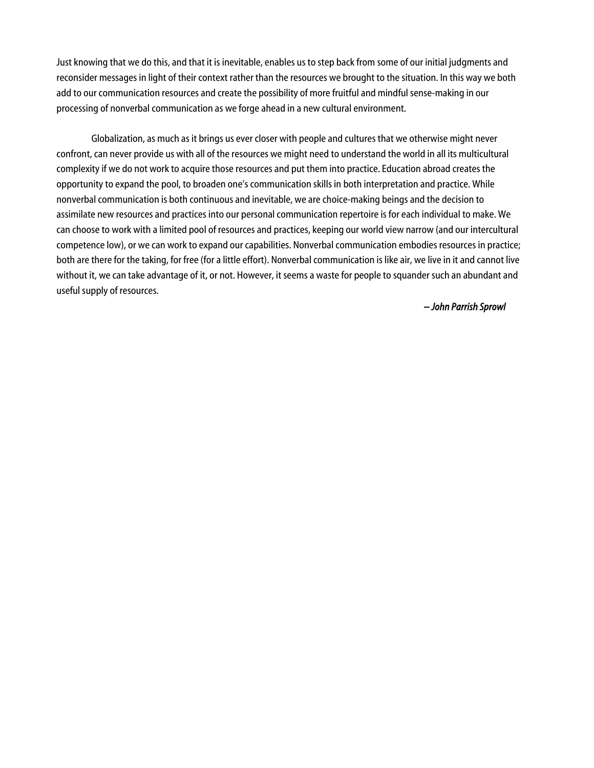Just knowing that we do this, and that it is inevitable, enables us to step back from some of our initial judgments and reconsider messages in light of their context rather than the resources we brought to the situation. In this way we both add to our communication resources and create the possibility of more fruitful and mindful sense-making in our processing of nonverbal communication as we forge ahead in a new cultural environment.

Globalization, as much as it brings us ever closer with people and cultures that we otherwise might never confront, can never provide us with all of the resources we might need to understand the world in all its multicultural complexity if we do not work to acquire those resources and put them into practice. Education abroad creates the opportunity to expand the pool, to broaden one's communication skills in both interpretation and practice. While nonverbal communication is both continuous and inevitable, we are choice-making beings and the decision to assimilate new resources and practices into our personal communication repertoire is for each individual to make. We can choose to work with a limited pool of resources and practices, keeping our world view narrow (and our intercultural competence low), or we can work to expand our capabilities. Nonverbal communication embodies resources in practice; both are there for the taking, for free (for a little effort). Nonverbal communication is like air, we live in it and cannot live without it, we can take advantage of it, or not. However, it seems a waste for people to squander such an abundant and useful supply of resources.

*– John Parrish Sprowl*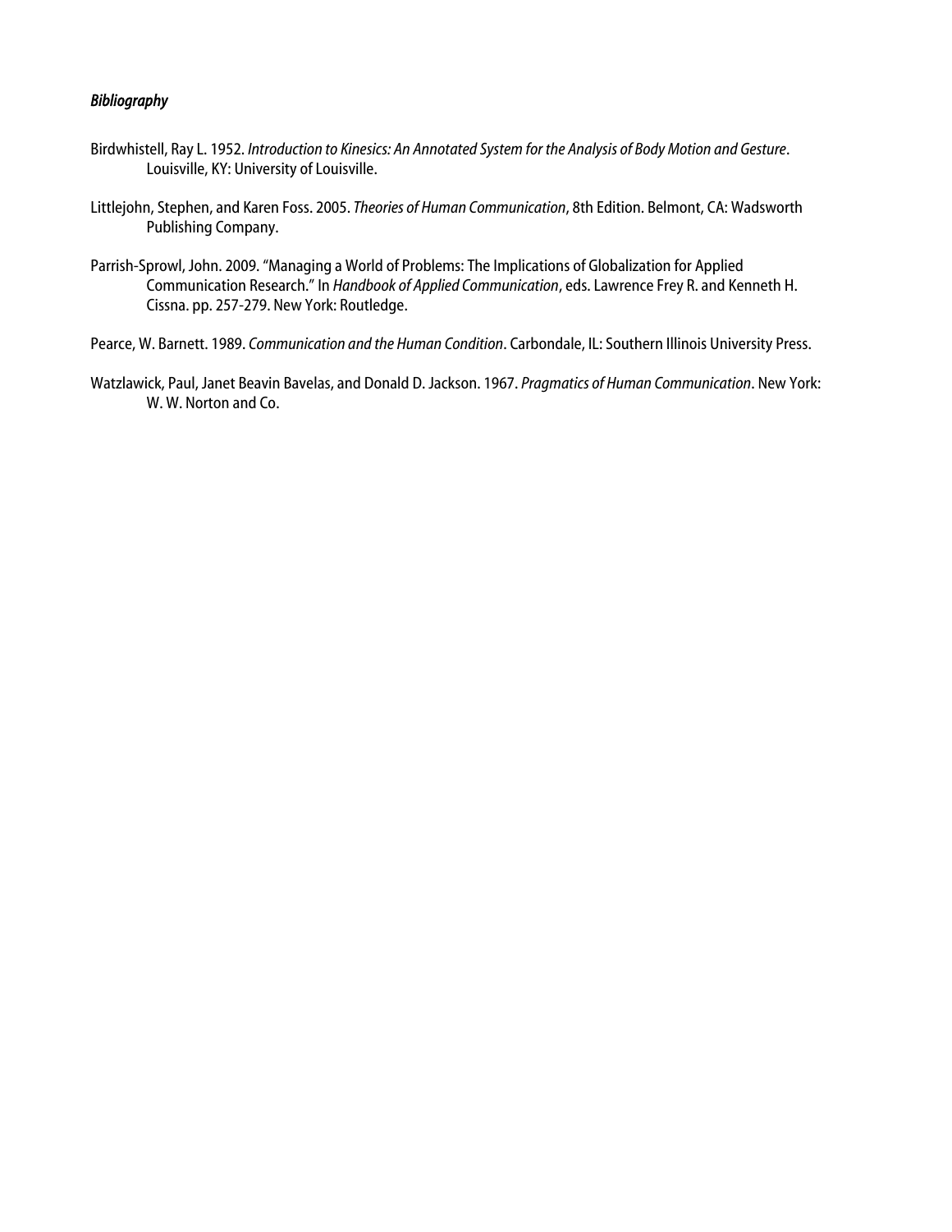***Bibliography***

Birdwhistell, Ray L. 1952. *Introduction to Kinesics: An Annotated System for the Analysis of Body Motion and Gesture*. Louisville, KY: University of Louisville.

Littlejohn, Stephen, and Karen Foss. 2005. *Theories of Human Communication*, 8th Edition. Belmont, CA: Wadsworth Publishing Company.

Parrish-Sprowl, John. 2009. "Managing a World of Problems: The Implications of Globalization for Applied Communication Research." In *Handbook of Applied Communication*, eds. Lawrence Frey R. and Kenneth H. Cissna. pp. 257-279. New York: Routledge.

Pearce, W. Barnett. 1989. *Communication and the Human Condition*. Carbondale, IL: Southern Illinois University Press.

Watzlawick, Paul, Janet Beavin Bavelas, and Donald D. Jackson. 1967. *Pragmatics of Human Communication*. New York: W. W. Norton and Co.